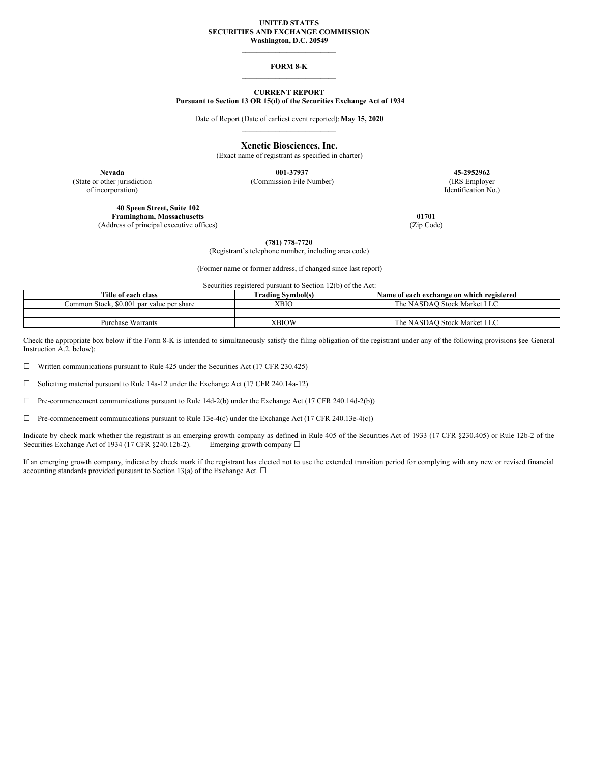**UNITED STATES**
**SECURITIES AND EXCHANGE COMMISSION**
**Washington, D.C. 20549**

---

# FORM 8-K

---

**CURRENT REPORT**
**Pursuant to Section 13 OR 15(d) of the Securities Exchange Act of 1934**

Date of Report (Date of earliest event reported): **May 15, 2020**

---

## Xenetic Biosciences, Inc.

(Exact name of registrant as specified in charter)

| **Nevada** | **001-37937** | **45-2952962** |
|---|---|---|
| (State or other jurisdiction of incorporation) | (Commission File Number) | (IRS Employer Identification No.) |

| **40 Speen Street, Suite 102** **Framingham, Massachusetts** | **01701** |
|---|---|
| (Address of principal executive offices) | (Zip Code) |

**(781) 778-7720**
(Registrant's telephone number, including area code)

(Former name or former address, if changed since last report)

Securities registered pursuant to Section 12(b) of the Act:

| Title of each class | Trading Symbol(s) | Name of each exchange on which registered |
|---|---|---|
| Common Stock, $0.001 par value per share | XBIO | The NASDAQ Stock Market LLC |
| | | |
| Purchase Warrants | XBIOW | The NASDAQ Stock Market LLC |

Check the appropriate box below if the Form 8-K is intended to simultaneously satisfy the filing obligation of the registrant under any of the following provisions (see General Instruction A.2. below):

☐ Written communications pursuant to Rule 425 under the Securities Act (17 CFR 230.425)

☐ Soliciting material pursuant to Rule 14a-12 under the Exchange Act (17 CFR 240.14a-12)

☐ Pre-commencement communications pursuant to Rule 14d-2(b) under the Exchange Act (17 CFR 240.14d-2(b))

☐ Pre-commencement communications pursuant to Rule 13e-4(c) under the Exchange Act (17 CFR 240.13e-4(c))

Indicate by check mark whether the registrant is an emerging growth company as defined in Rule 405 of the Securities Act of 1933 (17 CFR §230.405) or Rule 12b-2 of the Securities Exchange Act of 1934 (17 CFR §240.12b-2). Emerging growth company ☐

If an emerging growth company, indicate by check mark if the registrant has elected not to use the extended transition period for complying with any new or revised financial accounting standards provided pursuant to Section 13(a) of the Exchange Act. ☐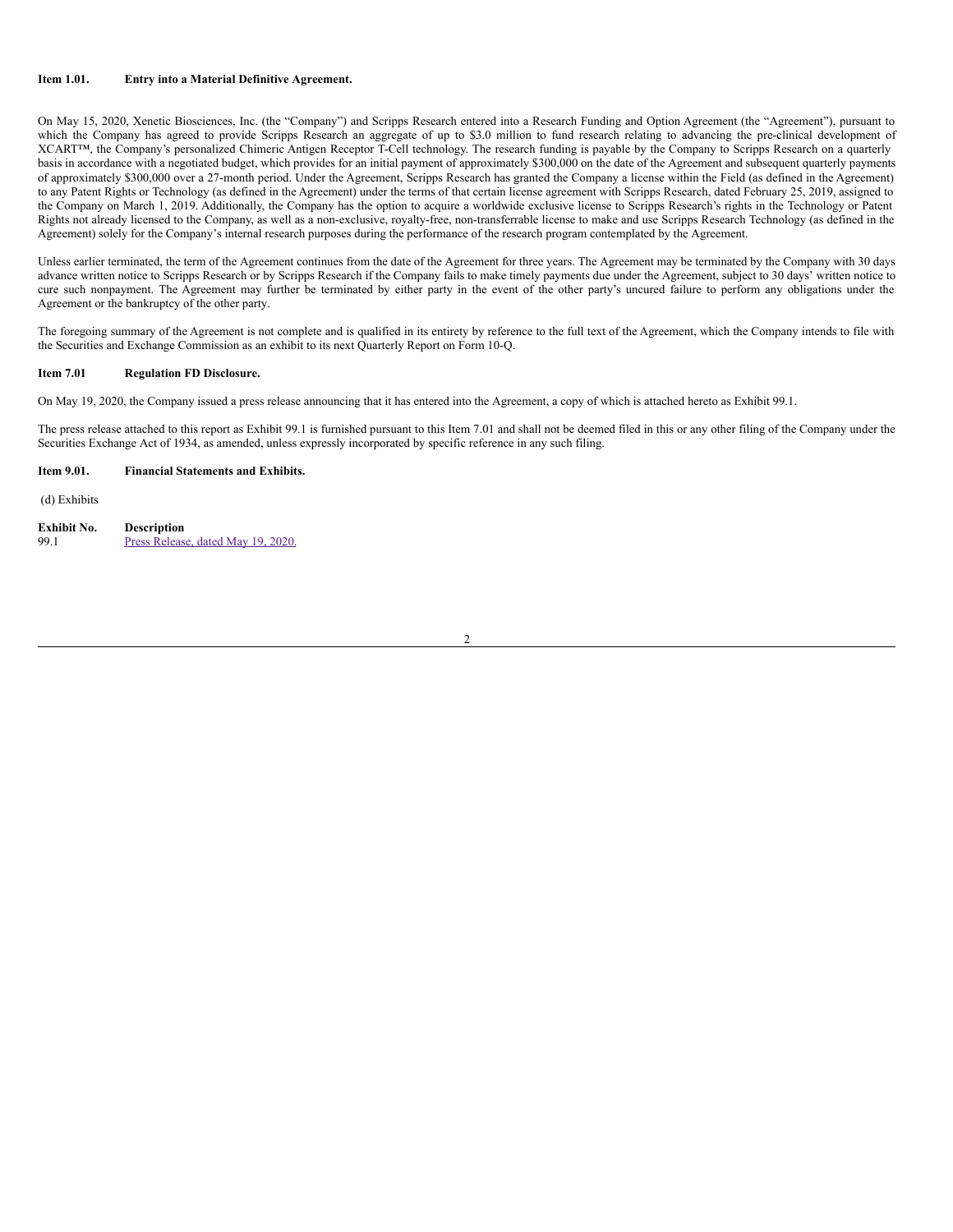**Item 1.01. Entry into a Material Definitive Agreement.**

On May 15, 2020, Xenetic Biosciences, Inc. (the "Company") and Scripps Research entered into a Research Funding and Option Agreement (the "Agreement"), pursuant to which the Company has agreed to provide Scripps Research an aggregate of up to $3.0 million to fund research relating to advancing the pre-clinical development of XCART™, the Company's personalized Chimeric Antigen Receptor T-Cell technology. The research funding is payable by the Company to Scripps Research on a quarterly basis in accordance with a negotiated budget, which provides for an initial payment of approximately $300,000 on the date of the Agreement and subsequent quarterly payments of approximately $300,000 over a 27-month period. Under the Agreement, Scripps Research has granted the Company a license within the Field (as defined in the Agreement) to any Patent Rights or Technology (as defined in the Agreement) under the terms of that certain license agreement with Scripps Research, dated February 25, 2019, assigned to the Company on March 1, 2019. Additionally, the Company has the option to acquire a worldwide exclusive license to Scripps Research's rights in the Technology or Patent Rights not already licensed to the Company, as well as a non-exclusive, royalty-free, non-transferrable license to make and use Scripps Research Technology (as defined in the Agreement) solely for the Company's internal research purposes during the performance of the research program contemplated by the Agreement.

Unless earlier terminated, the term of the Agreement continues from the date of the Agreement for three years. The Agreement may be terminated by the Company with 30 days advance written notice to Scripps Research or by Scripps Research if the Company fails to make timely payments due under the Agreement, subject to 30 days' written notice to cure such nonpayment. The Agreement may further be terminated by either party in the event of the other party's uncured failure to perform any obligations under the Agreement or the bankruptcy of the other party.

The foregoing summary of the Agreement is not complete and is qualified in its entirety by reference to the full text of the Agreement, which the Company intends to file with the Securities and Exchange Commission as an exhibit to its next Quarterly Report on Form 10-Q.

**Item 7.01 Regulation FD Disclosure.**

On May 19, 2020, the Company issued a press release announcing that it has entered into the Agreement, a copy of which is attached hereto as Exhibit 99.1.

The press release attached to this report as Exhibit 99.1 is furnished pursuant to this Item 7.01 and shall not be deemed filed in this or any other filing of the Company under the Securities Exchange Act of 1934, as amended, unless expressly incorporated by specific reference in any such filing.

**Item 9.01. Financial Statements and Exhibits.**

(d) Exhibits

| Exhibit No. | Description |
|---|---|
| 99.1 | Press Release, dated May 19, 2020. |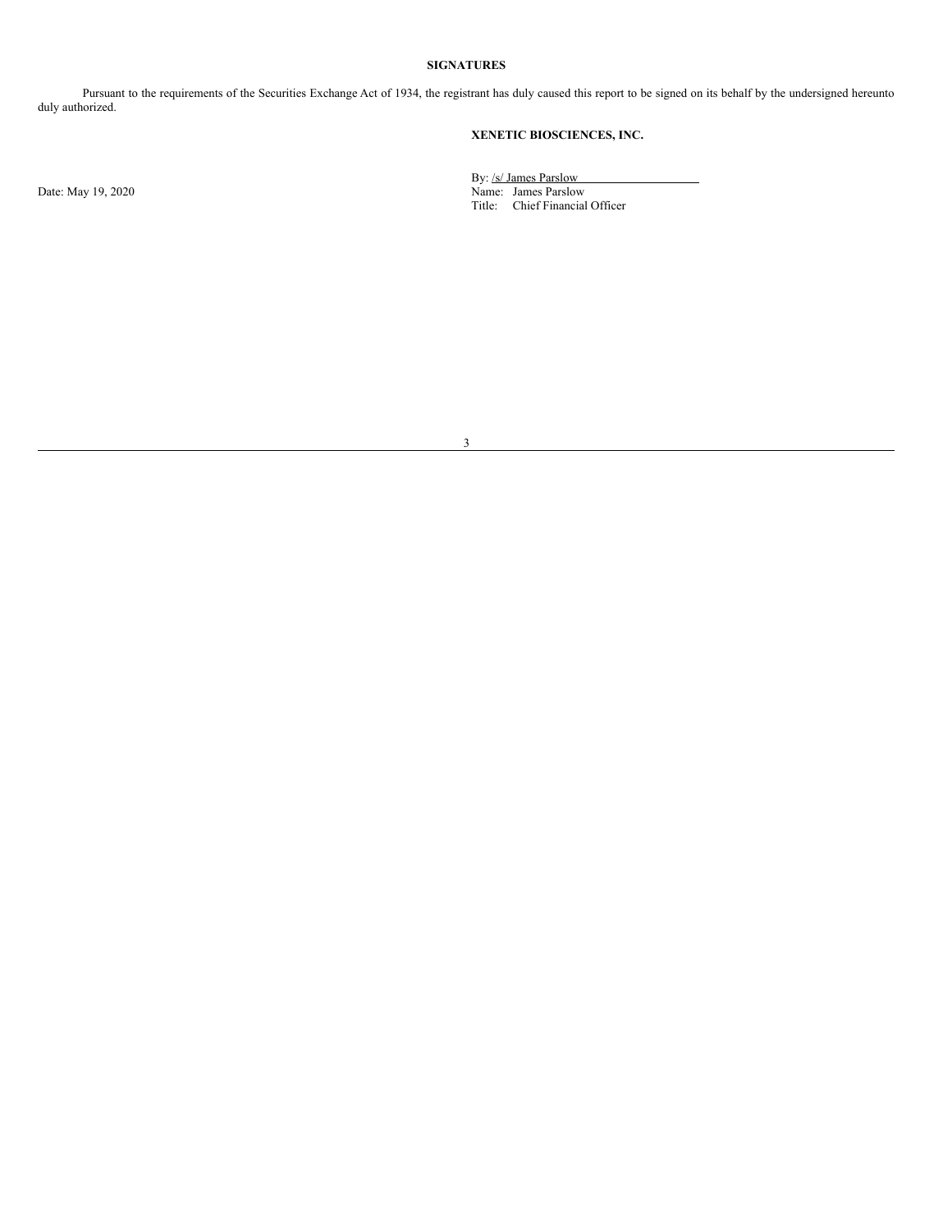**SIGNATURES**

Pursuant to the requirements of the Securities Exchange Act of 1934, the registrant has duly caused this report to be signed on its behalf by the undersigned hereunto duly authorized.

**XENETIC BIOSCIENCES, INC.**

Date: May 19, 2020

By: /s/ James Parslow
Name: James Parslow
Title: Chief Financial Officer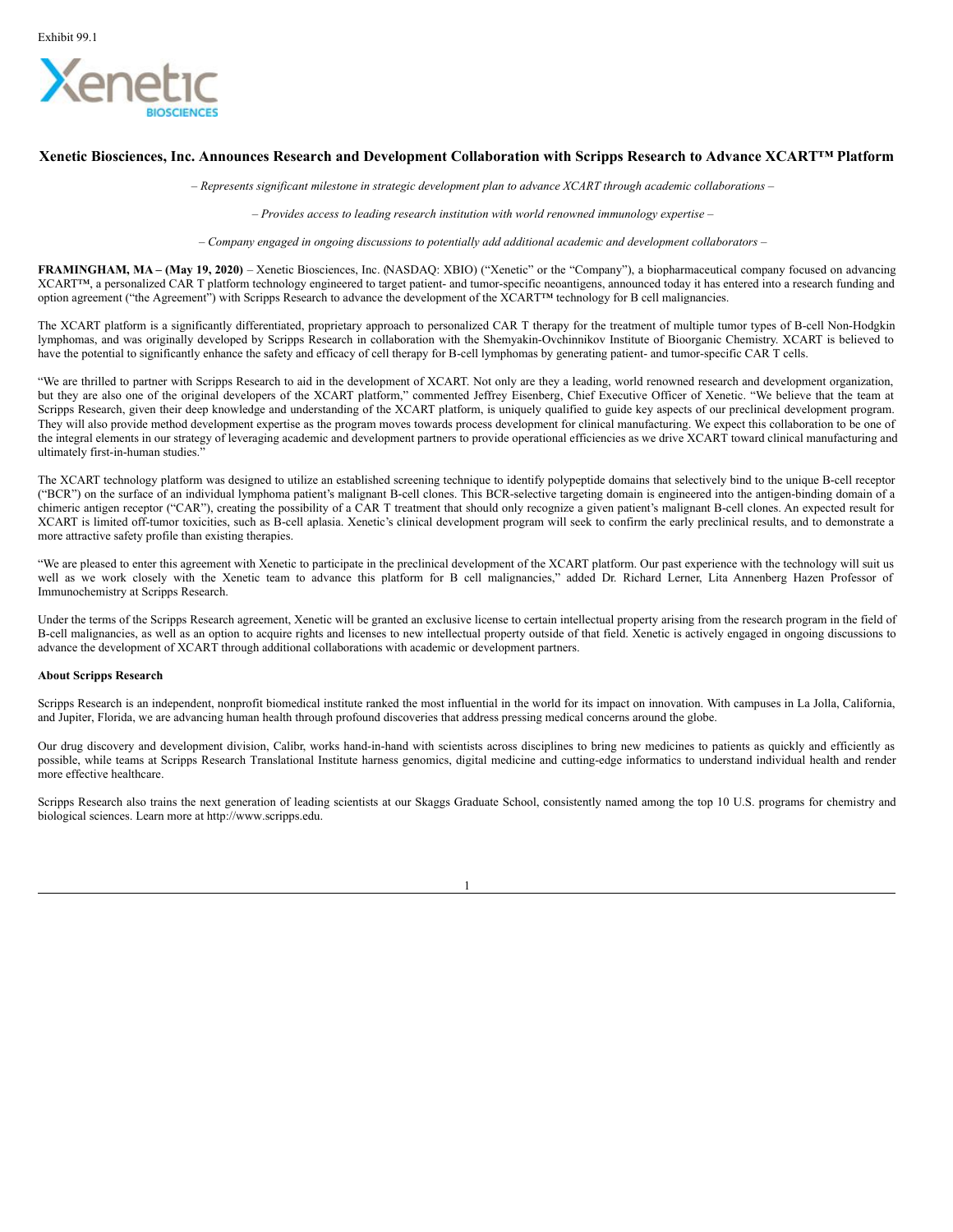Exhibit 99.1

# Xenetic Biosciences, Inc. Announces Research and Development Collaboration with Scripps Research to Advance XCART™ Platform

*– Represents significant milestone in strategic development plan to advance XCART through academic collaborations –*

*– Provides access to leading research institution with world renowned immunology expertise –*

*– Company engaged in ongoing discussions to potentially add additional academic and development collaborators –*

**FRAMINGHAM, MA – (May 19, 2020)** – Xenetic Biosciences, Inc. (NASDAQ: XBIO) ("Xenetic" or the "Company"), a biopharmaceutical company focused on advancing XCART™, a personalized CAR T platform technology engineered to target patient- and tumor-specific neoantigens, announced today it has entered into a research funding and option agreement ("the Agreement") with Scripps Research to advance the development of the XCART™ technology for B cell malignancies.

The XCART platform is a significantly differentiated, proprietary approach to personalized CAR T therapy for the treatment of multiple tumor types of B-cell Non-Hodgkin lymphomas, and was originally developed by Scripps Research in collaboration with the Shemyakin-Ovchinnikov Institute of Bioorganic Chemistry. XCART is believed to have the potential to significantly enhance the safety and efficacy of cell therapy for B-cell lymphomas by generating patient- and tumor-specific CAR T cells.

"We are thrilled to partner with Scripps Research to aid in the development of XCART. Not only are they a leading, world renowned research and development organization, but they are also one of the original developers of the XCART platform," commented Jeffrey Eisenberg, Chief Executive Officer of Xenetic. "We believe that the team at Scripps Research, given their deep knowledge and understanding of the XCART platform, is uniquely qualified to guide key aspects of our preclinical development program. They will also provide method development expertise as the program moves towards process development for clinical manufacturing. We expect this collaboration to be one of the integral elements in our strategy of leveraging academic and development partners to provide operational efficiencies as we drive XCART toward clinical manufacturing and ultimately first-in-human studies."

The XCART technology platform was designed to utilize an established screening technique to identify polypeptide domains that selectively bind to the unique B-cell receptor ("BCR") on the surface of an individual lymphoma patient's malignant B-cell clones. This BCR-selective targeting domain is engineered into the antigen-binding domain of a chimeric antigen receptor ("CAR"), creating the possibility of a CAR T treatment that should only recognize a given patient's malignant B-cell clones. An expected result for XCART is limited off-tumor toxicities, such as B-cell aplasia. Xenetic's clinical development program will seek to confirm the early preclinical results, and to demonstrate a more attractive safety profile than existing therapies.

"We are pleased to enter this agreement with Xenetic to participate in the preclinical development of the XCART platform. Our past experience with the technology will suit us well as we work closely with the Xenetic team to advance this platform for B cell malignancies," added Dr. Richard Lerner, Lita Annenberg Hazen Professor of Immunochemistry at Scripps Research.

Under the terms of the Scripps Research agreement, Xenetic will be granted an exclusive license to certain intellectual property arising from the research program in the field of B-cell malignancies, as well as an option to acquire rights and licenses to new intellectual property outside of that field. Xenetic is actively engaged in ongoing discussions to advance the development of XCART through additional collaborations with academic or development partners.

**About Scripps Research**

Scripps Research is an independent, nonprofit biomedical institute ranked the most influential in the world for its impact on innovation. With campuses in La Jolla, California, and Jupiter, Florida, we are advancing human health through profound discoveries that address pressing medical concerns around the globe.

Our drug discovery and development division, Calibr, works hand-in-hand with scientists across disciplines to bring new medicines to patients as quickly and efficiently as possible, while teams at Scripps Research Translational Institute harness genomics, digital medicine and cutting-edge informatics to understand individual health and render more effective healthcare.

Scripps Research also trains the next generation of leading scientists at our Skaggs Graduate School, consistently named among the top 10 U.S. programs for chemistry and biological sciences. Learn more at http://www.scripps.edu.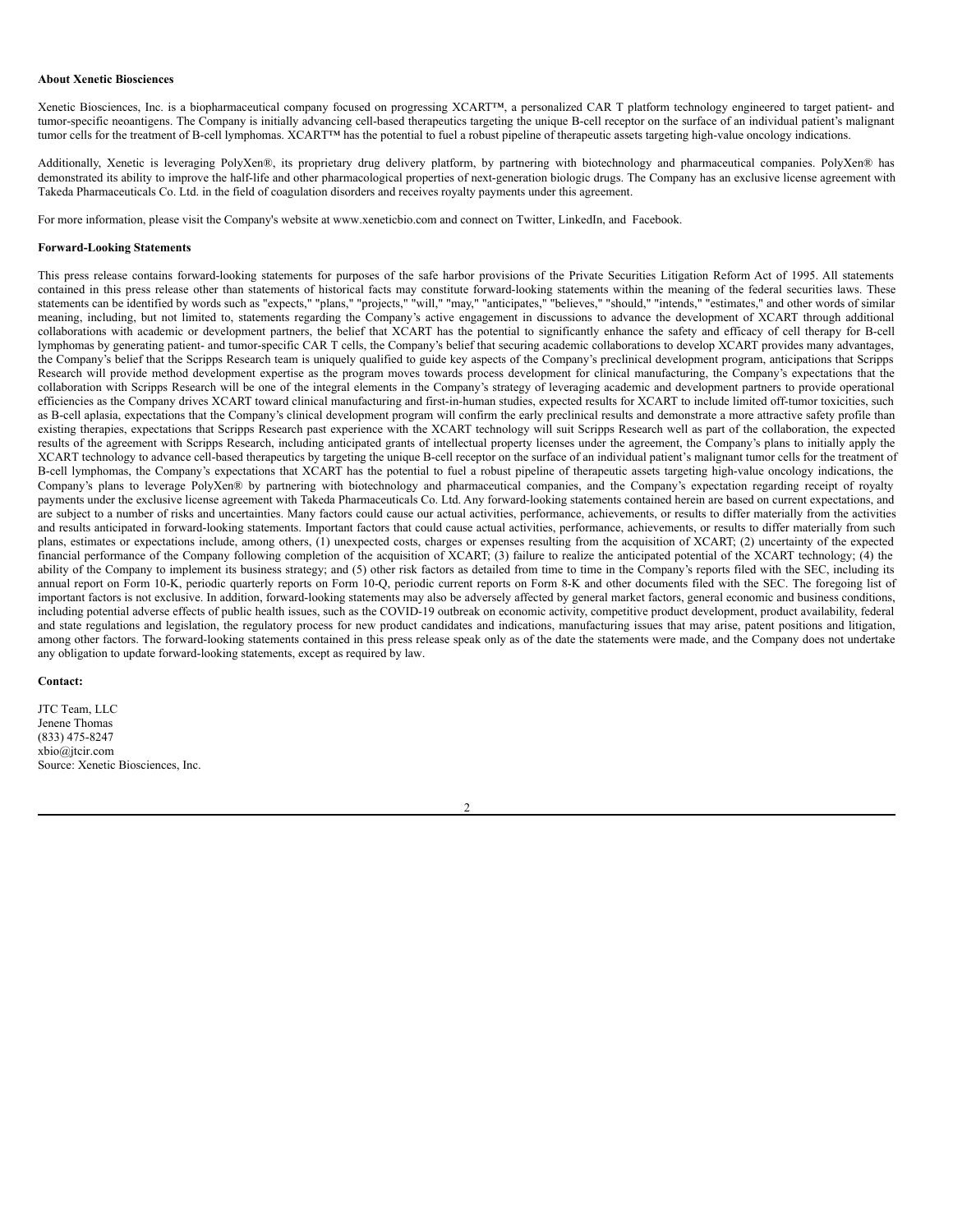**About Xenetic Biosciences**

Xenetic Biosciences, Inc. is a biopharmaceutical company focused on progressing XCART™, a personalized CAR T platform technology engineered to target patient- and tumor-specific neoantigens. The Company is initially advancing cell-based therapeutics targeting the unique B-cell receptor on the surface of an individual patient's malignant tumor cells for the treatment of B-cell lymphomas. XCART™ has the potential to fuel a robust pipeline of therapeutic assets targeting high-value oncology indications.

Additionally, Xenetic is leveraging PolyXen®, its proprietary drug delivery platform, by partnering with biotechnology and pharmaceutical companies. PolyXen® has demonstrated its ability to improve the half-life and other pharmacological properties of next-generation biologic drugs. The Company has an exclusive license agreement with Takeda Pharmaceuticals Co. Ltd. in the field of coagulation disorders and receives royalty payments under this agreement.

For more information, please visit the Company's website at www.xeneticbio.com and connect on Twitter, LinkedIn, and Facebook.

**Forward-Looking Statements**

This press release contains forward-looking statements for purposes of the safe harbor provisions of the Private Securities Litigation Reform Act of 1995. All statements contained in this press release other than statements of historical facts may constitute forward-looking statements within the meaning of the federal securities laws. These statements can be identified by words such as "expects," "plans," "projects," "will," "may," "anticipates," "believes," "should," "intends," "estimates," and other words of similar meaning, including, but not limited to, statements regarding the Company's active engagement in discussions to advance the development of XCART through additional collaborations with academic or development partners, the belief that XCART has the potential to significantly enhance the safety and efficacy of cell therapy for B-cell lymphomas by generating patient- and tumor-specific CAR T cells, the Company's belief that securing academic collaborations to develop XCART provides many advantages, the Company's belief that the Scripps Research team is uniquely qualified to guide key aspects of the Company's preclinical development program, anticipations that Scripps Research will provide method development expertise as the program moves towards process development for clinical manufacturing, the Company's expectations that the collaboration with Scripps Research will be one of the integral elements in the Company's strategy of leveraging academic and development partners to provide operational efficiencies as the Company drives XCART toward clinical manufacturing and first-in-human studies, expected results for XCART to include limited off-tumor toxicities, such as B-cell aplasia, expectations that the Company's clinical development program will confirm the early preclinical results and demonstrate a more attractive safety profile than existing therapies, expectations that Scripps Research past experience with the XCART technology will suit Scripps Research well as part of the collaboration, the expected results of the agreement with Scripps Research, including anticipated grants of intellectual property licenses under the agreement, the Company's plans to initially apply the XCART technology to advance cell-based therapeutics by targeting the unique B-cell receptor on the surface of an individual patient's malignant tumor cells for the treatment of B-cell lymphomas, the Company's expectations that XCART has the potential to fuel a robust pipeline of therapeutic assets targeting high-value oncology indications, the Company's plans to leverage PolyXen® by partnering with biotechnology and pharmaceutical companies, and the Company's expectation regarding receipt of royalty payments under the exclusive license agreement with Takeda Pharmaceuticals Co. Ltd. Any forward-looking statements contained herein are based on current expectations, and are subject to a number of risks and uncertainties. Many factors could cause our actual activities, performance, achievements, or results to differ materially from the activities and results anticipated in forward-looking statements. Important factors that could cause actual activities, performance, achievements, or results to differ materially from such plans, estimates or expectations include, among others, (1) unexpected costs, charges or expenses resulting from the acquisition of XCART; (2) uncertainty of the expected financial performance of the Company following completion of the acquisition of XCART; (3) failure to realize the anticipated potential of the XCART technology; (4) the ability of the Company to implement its business strategy; and (5) other risk factors as detailed from time to time in the Company's reports filed with the SEC, including its annual report on Form 10-K, periodic quarterly reports on Form 10-Q, periodic current reports on Form 8-K and other documents filed with the SEC. The foregoing list of important factors is not exclusive. In addition, forward-looking statements may also be adversely affected by general market factors, general economic and business conditions, including potential adverse effects of public health issues, such as the COVID-19 outbreak on economic activity, competitive product development, product availability, federal and state regulations and legislation, the regulatory process for new product candidates and indications, manufacturing issues that may arise, patent positions and litigation, among other factors. The forward-looking statements contained in this press release speak only as of the date the statements were made, and the Company does not undertake any obligation to update forward-looking statements, except as required by law.

**Contact:**

JTC Team, LLC
Jenene Thomas
(833) 475-8247
xbio@jtcir.com
Source: Xenetic Biosciences, Inc.